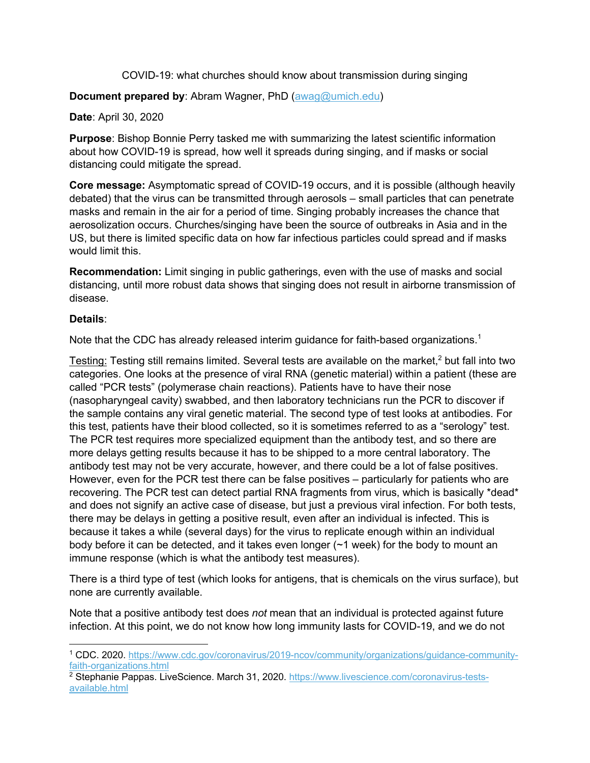COVID-19: what churches should know about transmission during singing

**Document prepared by**: Abram Wagner, PhD (awag@umich.edu)

**Date**: April 30, 2020

**Purpose**: Bishop Bonnie Perry tasked me with summarizing the latest scientific information about how COVID-19 is spread, how well it spreads during singing, and if masks or social distancing could mitigate the spread.

**Core message:** Asymptomatic spread of COVID-19 occurs, and it is possible (although heavily debated) that the virus can be transmitted through aerosols – small particles that can penetrate masks and remain in the air for a period of time. Singing probably increases the chance that aerosolization occurs. Churches/singing have been the source of outbreaks in Asia and in the US, but there is limited specific data on how far infectious particles could spread and if masks would limit this.

**Recommendation:** Limit singing in public gatherings, even with the use of masks and social distancing, until more robust data shows that singing does not result in airborne transmission of disease.

**Details**:

Note that the CDC has already released interim guidance for faith-based organizations.[1]

<u>Testing:</u> Testing still remains limited. Several tests are available on the market,[2] but fall into two categories. One looks at the presence of viral RNA (genetic material) within a patient (these are called "PCR tests" (polymerase chain reactions). Patients have to have their nose (nasopharyngeal cavity) swabbed, and then laboratory technicians run the PCR to discover if the sample contains any viral genetic material. The second type of test looks at antibodies. For this test, patients have their blood collected, so it is sometimes referred to as a "serology" test. The PCR test requires more specialized equipment than the antibody test, and so there are more delays getting results because it has to be shipped to a more central laboratory. The antibody test may not be very accurate, however, and there could be a lot of false positives. However, even for the PCR test there can be false positives – particularly for patients who are recovering. The PCR test can detect partial RNA fragments from virus, which is basically *dead* and does not signify an active case of disease, but just a previous viral infection. For both tests, there may be delays in getting a positive result, even after an individual is infected. This is because it takes a while (several days) for the virus to replicate enough within an individual body before it can be detected, and it takes even longer (~1 week) for the body to mount an immune response (which is what the antibody test measures).

There is a third type of test (which looks for antigens, that is chemicals on the virus surface), but none are currently available.

Note that a positive antibody test does *not* mean that an individual is protected against future infection. At this point, we do not know how long immunity lasts for COVID-19, and we do not

---

[1] CDC. 2020. https://www.cdc.gov/coronavirus/2019-ncov/community/organizations/guidance-community-faith-organizations.html

[2] Stephanie Pappas. LiveScience. March 31, 2020. https://www.livescience.com/coronavirus-tests-available.html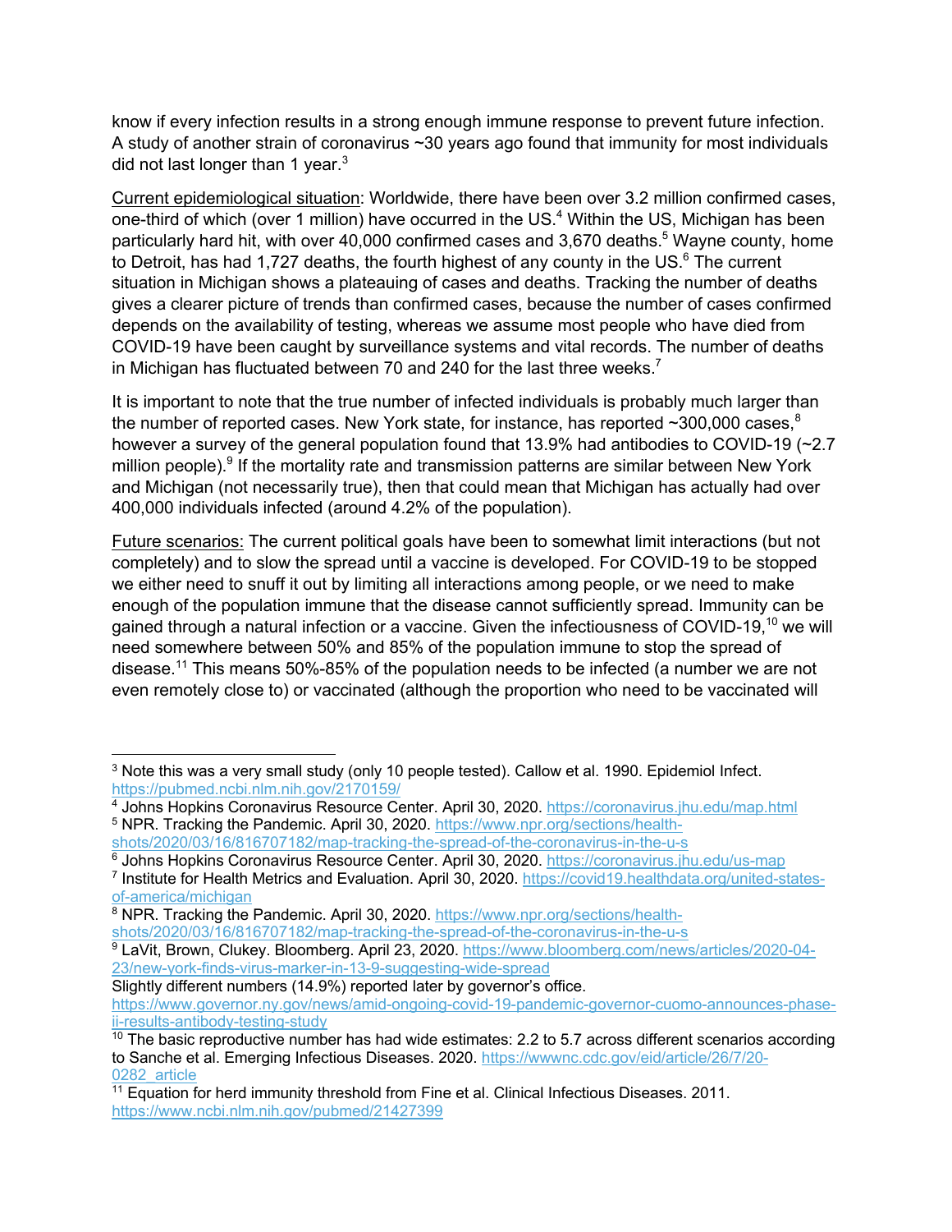know if every infection results in a strong enough immune response to prevent future infection. A study of another strain of coronavirus ~30 years ago found that immunity for most individuals did not last longer than 1 year.[3]

Current epidemiological situation: Worldwide, there have been over 3.2 million confirmed cases, one-third of which (over 1 million) have occurred in the US.[4] Within the US, Michigan has been particularly hard hit, with over 40,000 confirmed cases and 3,670 deaths.[5] Wayne county, home to Detroit, has had 1,727 deaths, the fourth highest of any county in the US.[6] The current situation in Michigan shows a plateauing of cases and deaths. Tracking the number of deaths gives a clearer picture of trends than confirmed cases, because the number of cases confirmed depends on the availability of testing, whereas we assume most people who have died from COVID-19 have been caught by surveillance systems and vital records. The number of deaths in Michigan has fluctuated between 70 and 240 for the last three weeks.[7]

It is important to note that the true number of infected individuals is probably much larger than the number of reported cases. New York state, for instance, has reported ~300,000 cases,[8] however a survey of the general population found that 13.9% had antibodies to COVID-19 (~2.7 million people).[9] If the mortality rate and transmission patterns are similar between New York and Michigan (not necessarily true), then that could mean that Michigan has actually had over 400,000 individuals infected (around 4.2% of the population).

Future scenarios: The current political goals have been to somewhat limit interactions (but not completely) and to slow the spread until a vaccine is developed. For COVID-19 to be stopped we either need to snuff it out by limiting all interactions among people, or we need to make enough of the population immune that the disease cannot sufficiently spread. Immunity can be gained through a natural infection or a vaccine. Given the infectiousness of COVID-19,[10] we will need somewhere between 50% and 85% of the population immune to stop the spread of disease.[11] This means 50%-85% of the population needs to be infected (a number we are not even remotely close to) or vaccinated (although the proportion who need to be vaccinated will

---

[3] Note this was a very small study (only 10 people tested). Callow et al. 1990. Epidemiol Infect. https://pubmed.ncbi.nlm.nih.gov/2170159/

[4] Johns Hopkins Coronavirus Resource Center. April 30, 2020. https://coronavirus.jhu.edu/map.html

[5] NPR. Tracking the Pandemic. April 30, 2020. https://www.npr.org/sections/health-shots/2020/03/16/816707182/map-tracking-the-spread-of-the-coronavirus-in-the-u-s

[6] Johns Hopkins Coronavirus Resource Center. April 30, 2020. https://coronavirus.jhu.edu/us-map

[7] Institute for Health Metrics and Evaluation. April 30, 2020. https://covid19.healthdata.org/united-states-of-america/michigan

[8] NPR. Tracking the Pandemic. April 30, 2020. https://www.npr.org/sections/health-shots/2020/03/16/816707182/map-tracking-the-spread-of-the-coronavirus-in-the-u-s

[9] LaVit, Brown, Clukey. Bloomberg. April 23, 2020. https://www.bloomberg.com/news/articles/2020-04-23/new-york-finds-virus-marker-in-13-9-suggesting-wide-spread
Slightly different numbers (14.9%) reported later by governor's office. https://www.governor.ny.gov/news/amid-ongoing-covid-19-pandemic-governor-cuomo-announces-phase-ii-results-antibody-testing-study

[10] The basic reproductive number has had wide estimates: 2.2 to 5.7 across different scenarios according to Sanche et al. Emerging Infectious Diseases. 2020. https://wwwnc.cdc.gov/eid/article/26/7/20-0282_article

[11] Equation for herd immunity threshold from Fine et al. Clinical Infectious Diseases. 2011. https://www.ncbi.nlm.nih.gov/pubmed/21427399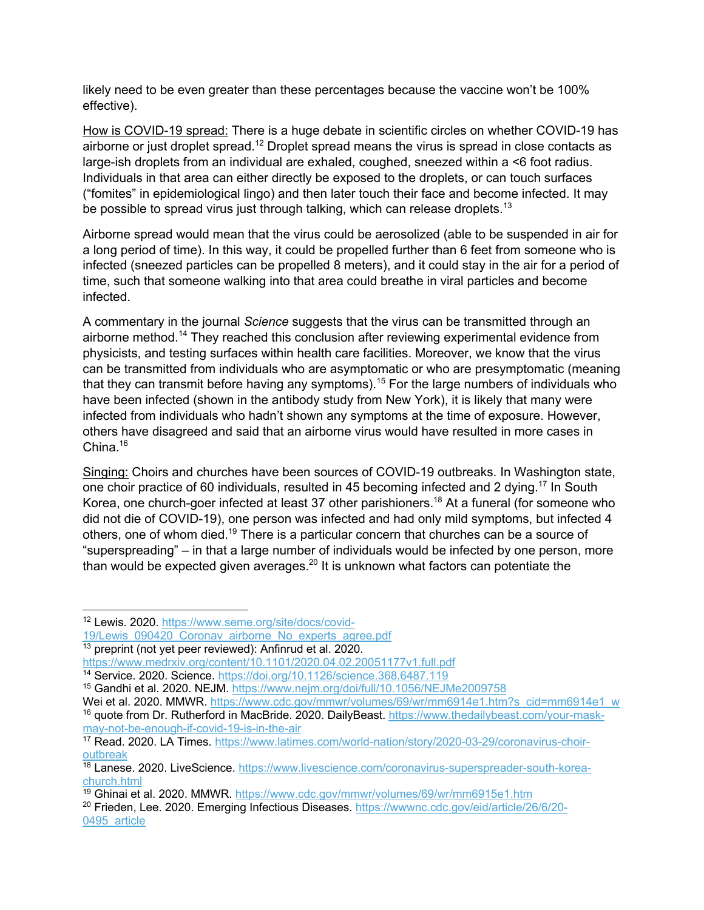likely need to be even greater than these percentages because the vaccine won't be 100% effective).

How is COVID-19 spread: There is a huge debate in scientific circles on whether COVID-19 has airborne or just droplet spread.[12] Droplet spread means the virus is spread in close contacts as large-ish droplets from an individual are exhaled, coughed, sneezed within a <6 foot radius. Individuals in that area can either directly be exposed to the droplets, or can touch surfaces ("fomites" in epidemiological lingo) and then later touch their face and become infected. It may be possible to spread virus just through talking, which can release droplets.[13]

Airborne spread would mean that the virus could be aerosolized (able to be suspended in air for a long period of time). In this way, it could be propelled further than 6 feet from someone who is infected (sneezed particles can be propelled 8 meters), and it could stay in the air for a period of time, such that someone walking into that area could breathe in viral particles and become infected.

A commentary in the journal *Science* suggests that the virus can be transmitted through an airborne method.[14] They reached this conclusion after reviewing experimental evidence from physicists, and testing surfaces within health care facilities. Moreover, we know that the virus can be transmitted from individuals who are asymptomatic or who are presymptomatic (meaning that they can transmit before having any symptoms).[15] For the large numbers of individuals who have been infected (shown in the antibody study from New York), it is likely that many were infected from individuals who hadn't shown any symptoms at the time of exposure. However, others have disagreed and said that an airborne virus would have resulted in more cases in China.[16]

Singing: Choirs and churches have been sources of COVID-19 outbreaks. In Washington state, one choir practice of 60 individuals, resulted in 45 becoming infected and 2 dying.[17] In South Korea, one church-goer infected at least 37 other parishioners.[18] At a funeral (for someone who did not die of COVID-19), one person was infected and had only mild symptoms, but infected 4 others, one of whom died.[19] There is a particular concern that churches can be a source of "superspreading" – in that a large number of individuals would be infected by one person, more than would be expected given averages.[20] It is unknown what factors can potentiate the

---

[12] Lewis. 2020. https://www.seme.org/site/docs/covid-19/Lewis_090420_Coronav_airborne_No_experts_agree.pdf

[13] preprint (not yet peer reviewed): Anfinrud et al. 2020. https://www.medrxiv.org/content/10.1101/2020.04.02.20051177v1.full.pdf

[14] Service. 2020. Science. https://doi.org/10.1126/science.368.6487.119

[15] Gandhi et al. 2020. NEJM. https://www.nejm.org/doi/full/10.1056/NEJMe2009758
Wei et al. 2020. MMWR. https://www.cdc.gov/mmwr/volumes/69/wr/mm6914e1.htm?s_cid=mm6914e1_w

[16] quote from Dr. Rutherford in MacBride. 2020. DailyBeast. https://www.thedailybeast.com/your-mask-may-not-be-enough-if-covid-19-is-in-the-air

[17] Read. 2020. LA Times. https://www.latimes.com/world-nation/story/2020-03-29/coronavirus-choir-outbreak

[18] Lanese. 2020. LiveScience. https://www.livescience.com/coronavirus-superspreader-south-korea-church.html

[19] Ghinai et al. 2020. MMWR. https://www.cdc.gov/mmwr/volumes/69/wr/mm6915e1.htm

[20] Frieden, Lee. 2020. Emerging Infectious Diseases. https://wwwnc.cdc.gov/eid/article/26/6/20-0495_article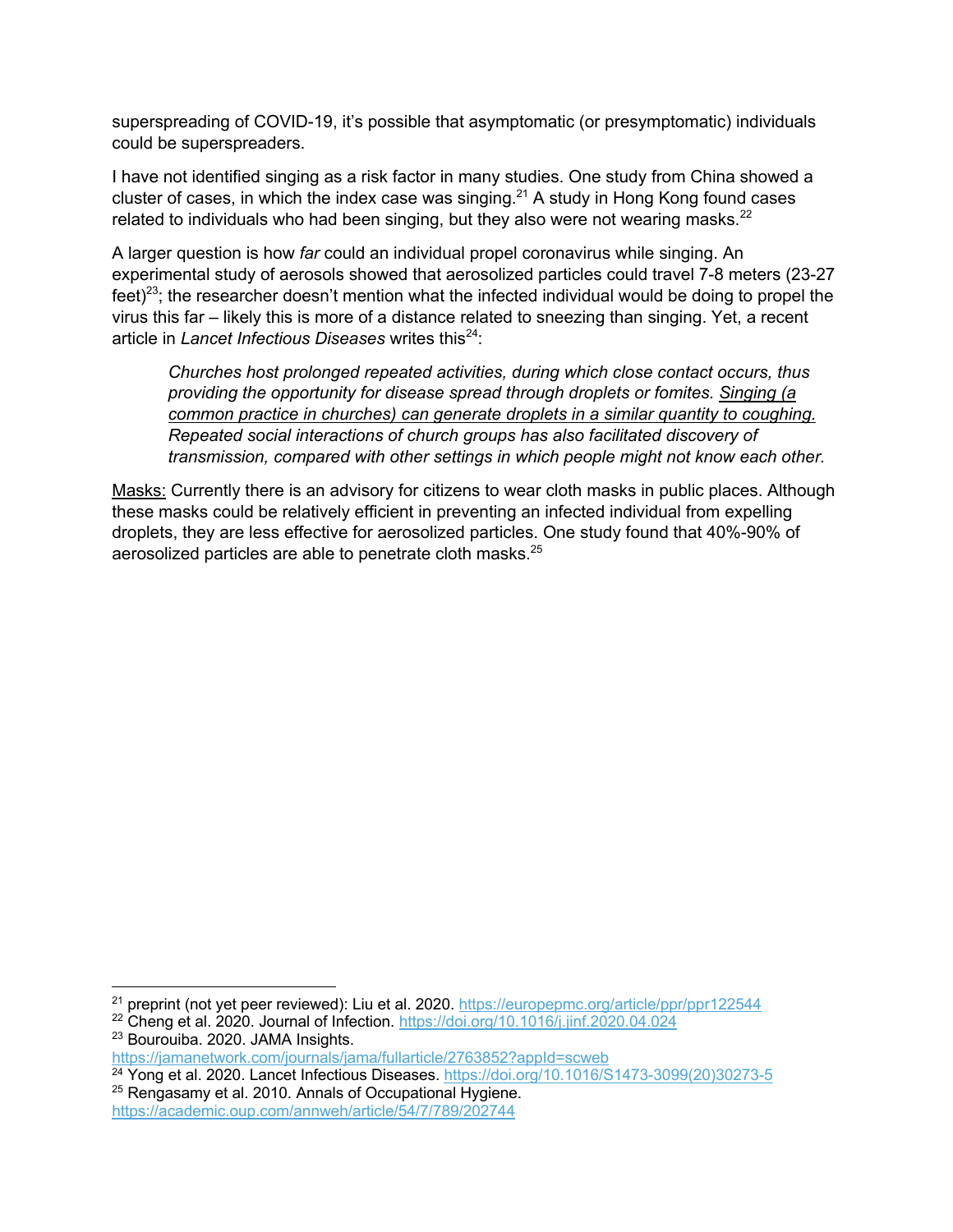superspreading of COVID-19, it's possible that asymptomatic (or presymptomatic) individuals could be superspreaders.

I have not identified singing as a risk factor in many studies. One study from China showed a cluster of cases, in which the index case was singing.[21] A study in Hong Kong found cases related to individuals who had been singing, but they also were not wearing masks.[22]

A larger question is how *far* could an individual propel coronavirus while singing. An experimental study of aerosols showed that aerosolized particles could travel 7-8 meters (23-27 feet)[23]; the researcher doesn't mention what the infected individual would be doing to propel the virus this far – likely this is more of a distance related to sneezing than singing. Yet, a recent article in *Lancet Infectious Diseases* writes this[24]:

> *Churches host prolonged repeated activities, during which close contact occurs, thus providing the opportunity for disease spread through droplets or fomites. <u>Singing (a common practice in churches) can generate droplets in a similar quantity to coughing.</u> Repeated social interactions of church groups has also facilitated discovery of transmission, compared with other settings in which people might not know each other.*

<u>Masks:</u> Currently there is an advisory for citizens to wear cloth masks in public places. Although these masks could be relatively efficient in preventing an infected individual from expelling droplets, they are less effective for aerosolized particles. One study found that 40%-90% of aerosolized particles are able to penetrate cloth masks.[25]

---

[21] preprint (not yet peer reviewed): Liu et al. 2020. https://europepmc.org/article/ppr/ppr122544

[22] Cheng et al. 2020. Journal of Infection. https://doi.org/10.1016/j.jinf.2020.04.024

[23] Bourouiba. 2020. JAMA Insights. https://jamanetwork.com/journals/jama/fullarticle/2763852?appId=scweb

[24] Yong et al. 2020. Lancet Infectious Diseases. https://doi.org/10.1016/S1473-3099(20)30273-5

[25] Rengasamy et al. 2010. Annals of Occupational Hygiene. https://academic.oup.com/annweh/article/54/7/789/202744